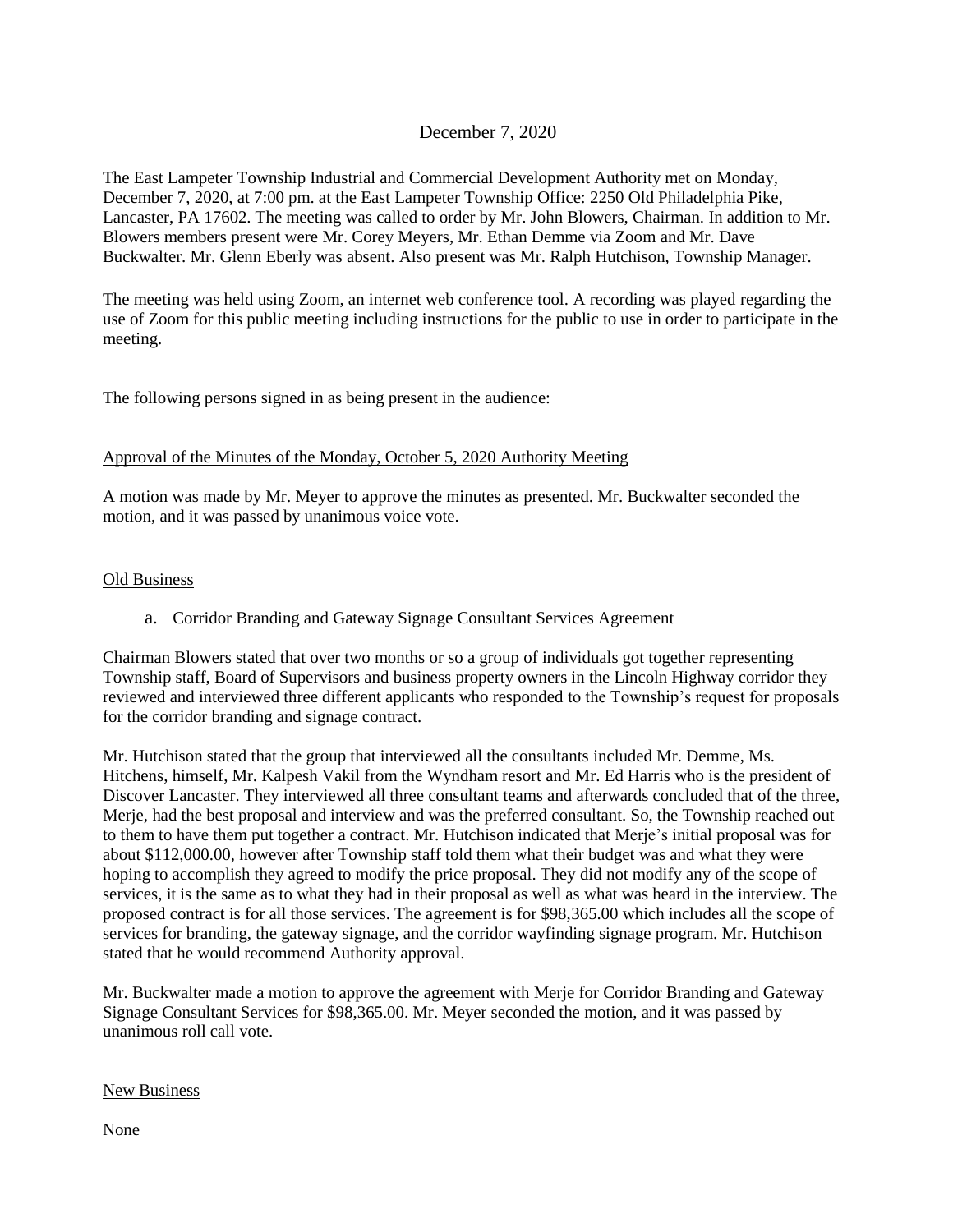December 7, 2020

The East Lampeter Township Industrial and Commercial Development Authority met on Monday, December 7, 2020, at 7:00 pm. at the East Lampeter Township Office: 2250 Old Philadelphia Pike, Lancaster, PA 17602. The meeting was called to order by Mr. John Blowers, Chairman. In addition to Mr. Blowers members present were Mr. Corey Meyers, Mr. Ethan Demme via Zoom and Mr. Dave Buckwalter. Mr. Glenn Eberly was absent. Also present was Mr. Ralph Hutchison, Township Manager.

The meeting was held using Zoom, an internet web conference tool. A recording was played regarding the use of Zoom for this public meeting including instructions for the public to use in order to participate in the meeting.

The following persons signed in as being present in the audience:

<u>Approval of the Minutes of the Monday, October 5, 2020 Authority Meeting</u>

A motion was made by Mr. Meyer to approve the minutes as presented. Mr. Buckwalter seconded the motion, and it was passed by unanimous voice vote.

<u>Old Business</u>

a. Corridor Branding and Gateway Signage Consultant Services Agreement

Chairman Blowers stated that over two months or so a group of individuals got together representing Township staff, Board of Supervisors and business property owners in the Lincoln Highway corridor they reviewed and interviewed three different applicants who responded to the Township's request for proposals for the corridor branding and signage contract.

Mr. Hutchison stated that the group that interviewed all the consultants included Mr. Demme, Ms. Hitchens, himself, Mr. Kalpesh Vakil from the Wyndham resort and Mr. Ed Harris who is the president of Discover Lancaster. They interviewed all three consultant teams and afterwards concluded that of the three, Merje, had the best proposal and interview and was the preferred consultant. So, the Township reached out to them to have them put together a contract. Mr. Hutchison indicated that Merje's initial proposal was for about $112,000.00, however after Township staff told them what their budget was and what they were hoping to accomplish they agreed to modify the price proposal. They did not modify any of the scope of services, it is the same as to what they had in their proposal as well as what was heard in the interview. The proposed contract is for all those services. The agreement is for $98,365.00 which includes all the scope of services for branding, the gateway signage, and the corridor wayfinding signage program. Mr. Hutchison stated that he would recommend Authority approval.

Mr. Buckwalter made a motion to approve the agreement with Merje for Corridor Branding and Gateway Signage Consultant Services for $98,365.00. Mr. Meyer seconded the motion, and it was passed by unanimous roll call vote.

<u>New Business</u>

None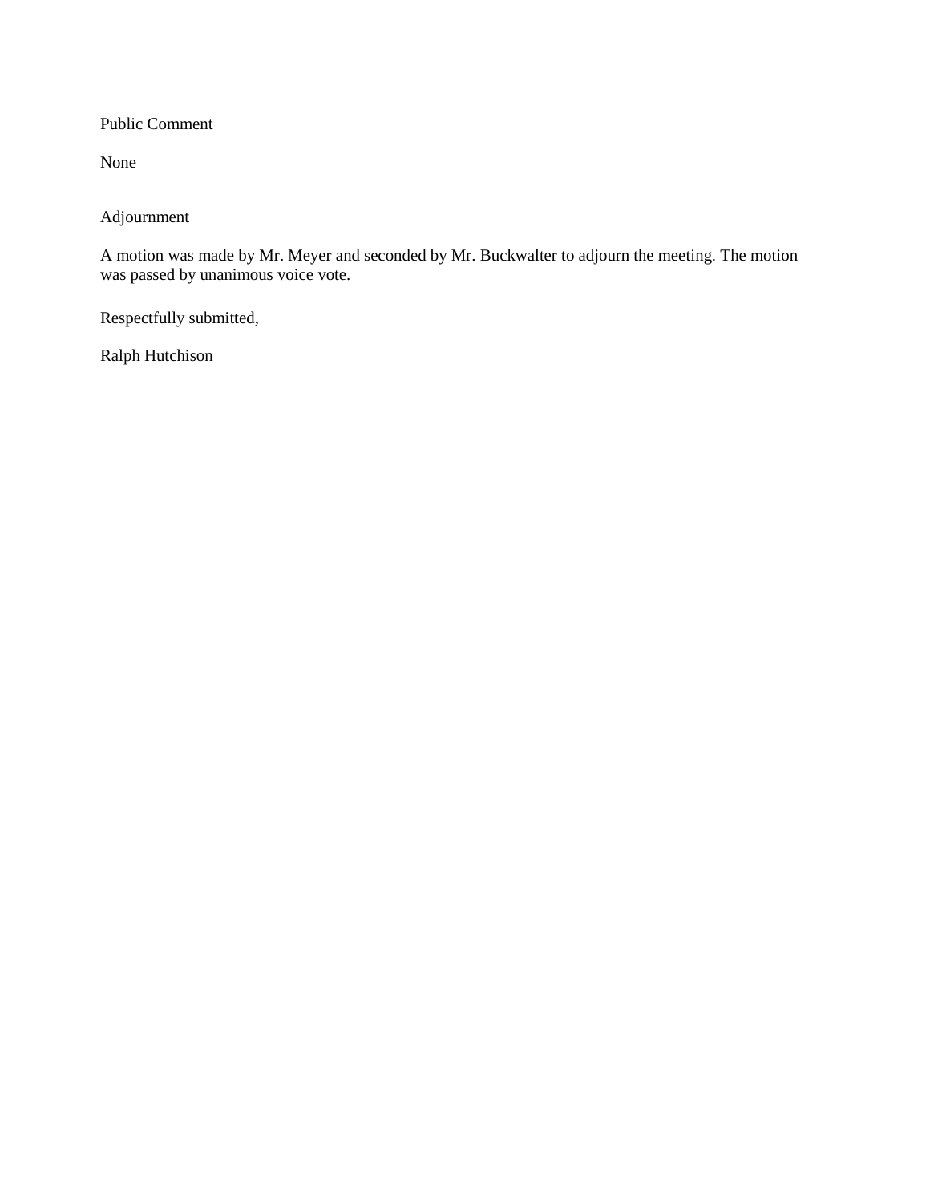<u>Public Comment</u>

None

<u>Adjournment</u>

A motion was made by Mr. Meyer and seconded by Mr. Buckwalter to adjourn the meeting. The motion was passed by unanimous voice vote.

Respectfully submitted,

Ralph Hutchison